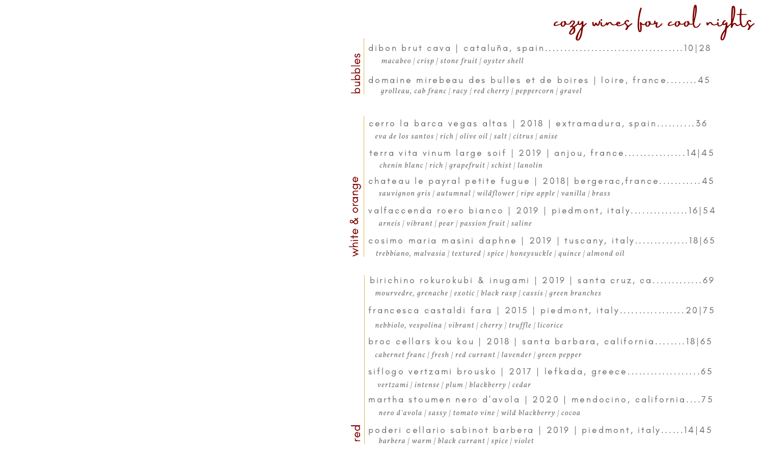# cozy wines for cool nights

## bubbles

dibon brut cava | cataluña, spain....................................10|28

*macabeo | crisp | stone fruit | oyster shell*

domaine mirebeau des bulles et de boires | loire, france........45

*grolleau, cab franc | racy | red cherry | peppercorn | gravel*

## white & orange

cerro la barca vegas altas | 2018 | extramadura, spain..........36

*eva de los santos | rich | olive oil | salt | citrus | anise*

terra vita vinum large soif | 2019 | anjou, france................14|45

*chenin blanc | rich | grapefruit | schist | lanolin*

chateau le payral petite fugue | 2018| bergerac,france...........45

*sauvignon gris | autumnal | wildflower | ripe apple | vanilla | brass*

valfaccenda roero bianco | 2019 | piedmont, italy...............16|54

*arneis | vibrant | pear | passion fruit | saline*

cosimo maria masini daphne | 2019 | tuscany, italy..............18|65

*trebbiano, malvasia | textured | spice | honeysuckle | quince | almond oil*

## red

birichino rokurokubi & inugami | 2019 | santa cruz, ca.............69

*mourvedre, grenache | exotic | black rasp | cassis | green branches*

francesca castaldi fara | 2015 | piedmont, italy.................20|75

*nebbiolo, vespolina | vibrant | cherry | truffle | licorice*

broc cellars kou kou | 2018 | santa barbara, california........18|65

*cabernet franc | fresh | red currant | lavender | green pepper*

siflogo vertzami brousko | 2017 | lefkada, greece...................65

*vertzami | intense | plum | blackberry | cedar*

martha stoumen nero d'avola | 2020 | mendocino, california....75

*nero d'avola | sassy | tomato vine | wild blackberry | cocoa*

poderi cellario sabinot barbera | 2019 | piedmont, italy......14|45

*barbera | warm | black currant | spice | violet*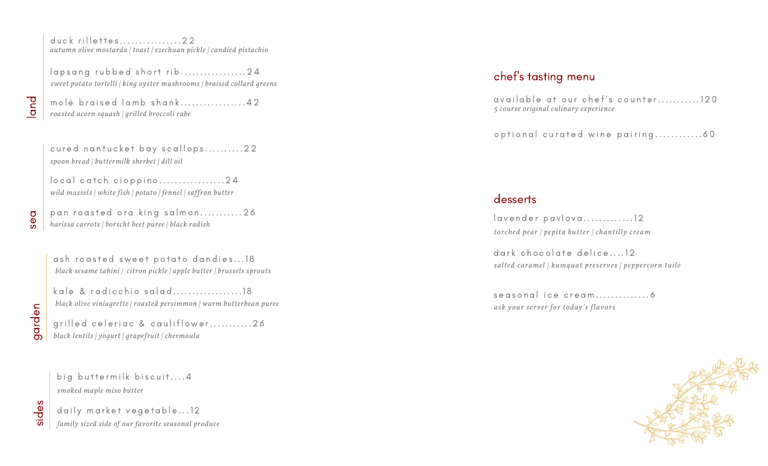## land

duck rillettes................22
*autumn olive mostarda | toast | szechuan pickle | candied pistachio*

lapsang rubbed short rib.................24
*sweet potato tortelli | king oyster mushrooms | braised collard greens*

molé braised lamb shank.................42
*roasted acorn squash | grilled broccoli rabe*

## sea

cured nantucket bay scallops..........22
*spoon bread | buttermilk sherbet | dill oil*

local catch cioppino.................24
*wild mussels | white fish | potato | fennel | saffron butter*

pan roasted ora king salmon...........26
*harissa carrots | borscht beet puree | black radish*

## garden

ash roasted sweet potato dandies...18
*black sesame tahini | citron pickle | apple butter | brussels sprouts*

kale & radicchio salad..................18
*black olive viniagrette | roasted persimmon | warm butterbean puree*

grilled celeriac & cauliflower...........26
*black lentils | yogurt | grapefruit | chermoula*

## sides

big buttermilk biscuit....4
*smoked maple miso butter*

daily market vegetable...12
*family sized side of our favorite seasonal produce*

## chef's tasting menu

available at our chef's counter...........120
*5 course original culinary experience*

optional curated wine pairing............60

## desserts

lavender pavlova.............12
*torched pear | pepita butter | chantilly cream*

dark chocolate delice....12
*salted caramel | kumquat preserves | peppercorn tuile*

seasonal ice cream..............6
*ask your server for today's flavors*